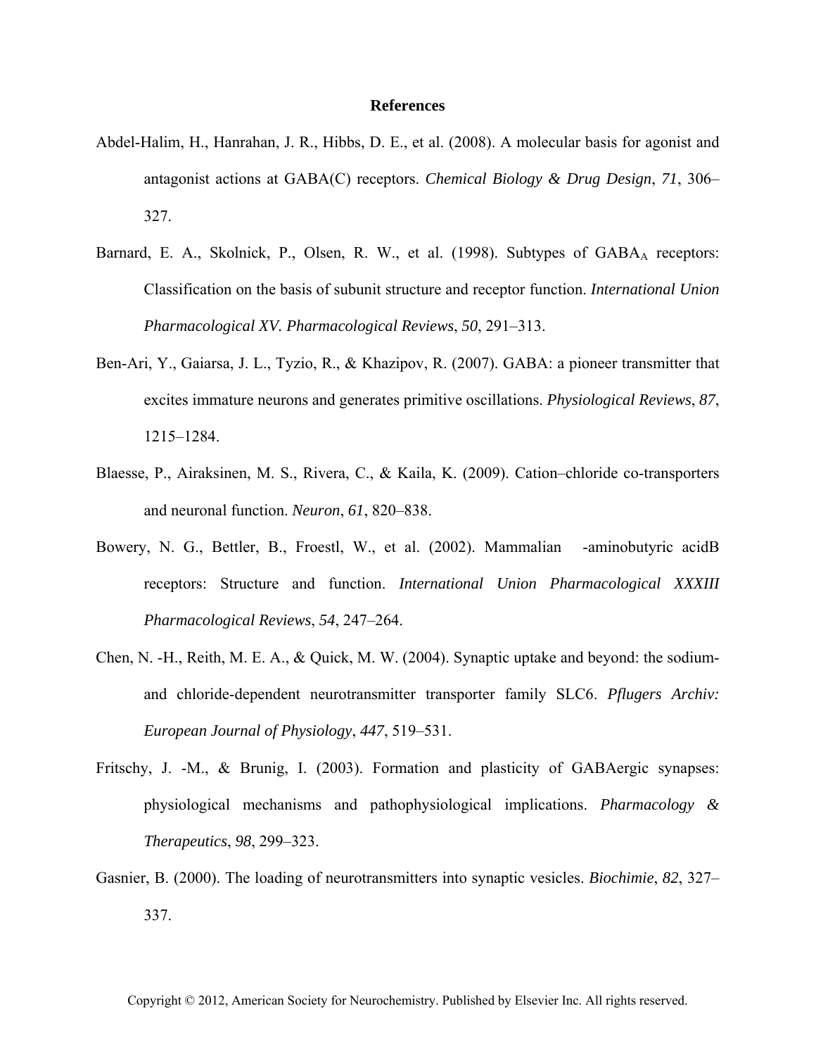# References

Abdel-Halim, H., Hanrahan, J. R., Hibbs, D. E., et al. (2008). A molecular basis for agonist and antagonist actions at GABA(C) receptors. *Chemical Biology & Drug Design*, *71*, 306–327.

Barnard, E. A., Skolnick, P., Olsen, R. W., et al. (1998). Subtypes of $GABA_A$ receptors: Classification on the basis of subunit structure and receptor function. *International Union Pharmacological XV. Pharmacological Reviews*, *50*, 291–313.

Ben-Ari, Y., Gaiarsa, J. L., Tyzio, R., & Khazipov, R. (2007). GABA: a pioneer transmitter that excites immature neurons and generates primitive oscillations. *Physiological Reviews*, *87*, 1215–1284.

Blaesse, P., Airaksinen, M. S., Rivera, C., & Kaila, K. (2009). Cation–chloride co-transporters and neuronal function. *Neuron*, *61*, 820–838.

Bowery, N. G., Bettler, B., Froestl, W., et al. (2002). Mammalian -aminobutyric acidB receptors: Structure and function. *International Union Pharmacological XXXIII Pharmacological Reviews*, *54*, 247–264.

Chen, N. -H., Reith, M. E. A., & Quick, M. W. (2004). Synaptic uptake and beyond: the sodium- and chloride-dependent neurotransmitter transporter family SLC6. *Pflugers Archiv: European Journal of Physiology*, *447*, 519–531.

Fritschy, J. -M., & Brunig, I. (2003). Formation and plasticity of GABAergic synapses: physiological mechanisms and pathophysiological implications. *Pharmacology & Therapeutics*, *98*, 299–323.

Gasnier, B. (2000). The loading of neurotransmitters into synaptic vesicles. *Biochimie*, *82*, 327–337.

Copyright © 2012, American Society for Neurochemistry. Published by Elsevier Inc. All rights reserved.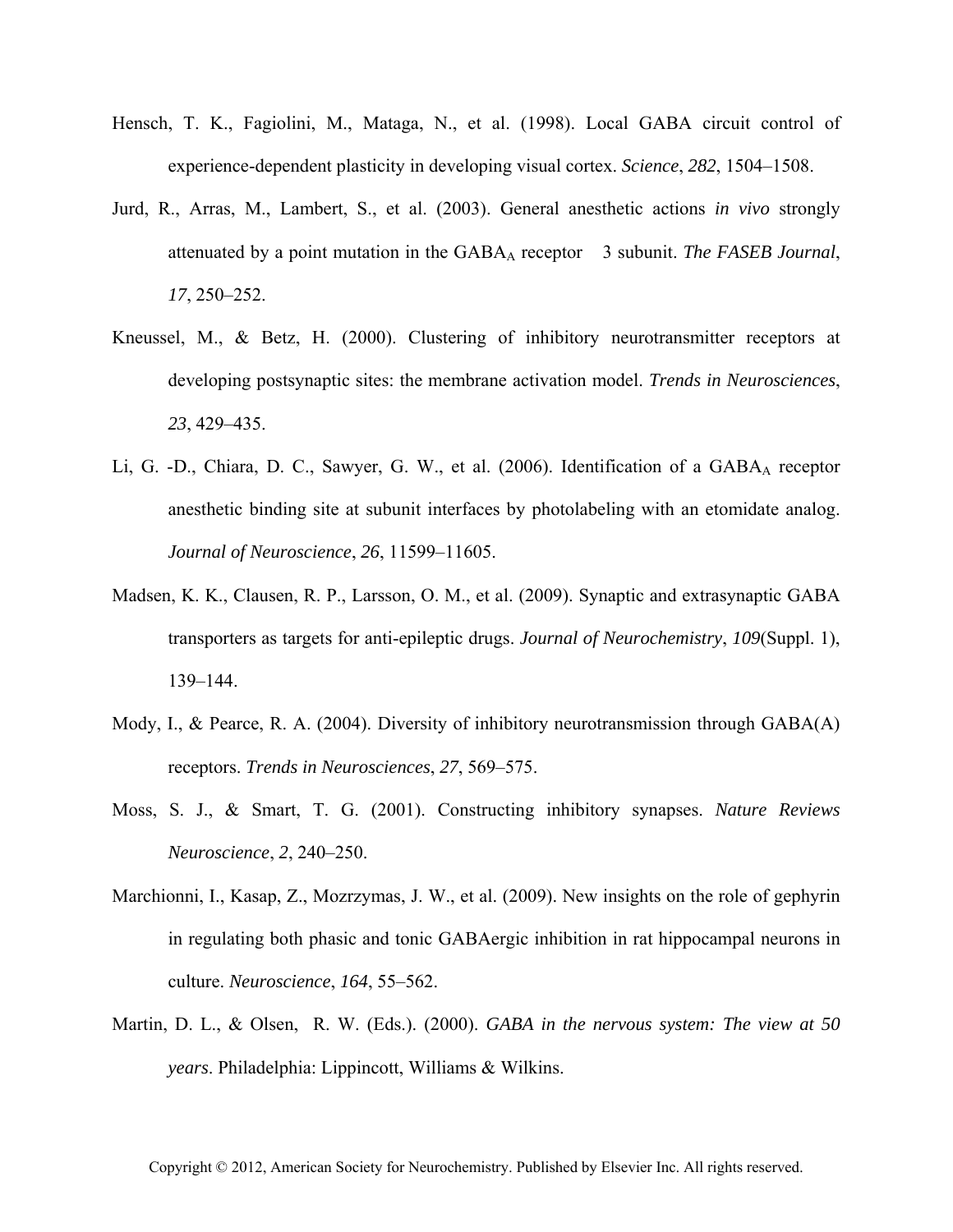Hensch, T. K., Fagiolini, M., Mataga, N., et al. (1998). Local GABA circuit control of experience-dependent plasticity in developing visual cortex. *Science*, *282*, 1504–1508.

Jurd, R., Arras, M., Lambert, S., et al. (2003). General anesthetic actions *in vivo* strongly attenuated by a point mutation in the $GABA_A$ receptor 3 subunit. *The FASEB Journal*, *17*, 250–252.

Kneussel, M., & Betz, H. (2000). Clustering of inhibitory neurotransmitter receptors at developing postsynaptic sites: the membrane activation model. *Trends in Neurosciences*, *23*, 429–435.

Li, G. -D., Chiara, D. C., Sawyer, G. W., et al. (2006). Identification of a $GABA_A$ receptor anesthetic binding site at subunit interfaces by photolabeling with an etomidate analog. *Journal of Neuroscience*, *26*, 11599–11605.

Madsen, K. K., Clausen, R. P., Larsson, O. M., et al. (2009). Synaptic and extrasynaptic GABA transporters as targets for anti-epileptic drugs. *Journal of Neurochemistry*, *109*(Suppl. 1), 139–144.

Mody, I., & Pearce, R. A. (2004). Diversity of inhibitory neurotransmission through GABA(A) receptors. *Trends in Neurosciences*, *27*, 569–575.

Moss, S. J., & Smart, T. G. (2001). Constructing inhibitory synapses. *Nature Reviews Neuroscience*, *2*, 240–250.

Marchionni, I., Kasap, Z., Mozrzymas, J. W., et al. (2009). New insights on the role of gephyrin in regulating both phasic and tonic GABAergic inhibition in rat hippocampal neurons in culture. *Neuroscience*, *164*, 55–562.

Martin, D. L., & Olsen, R. W. (Eds.). (2000). *GABA in the nervous system: The view at 50 years*. Philadelphia: Lippincott, Williams & Wilkins.

Copyright © 2012, American Society for Neurochemistry. Published by Elsevier Inc. All rights reserved.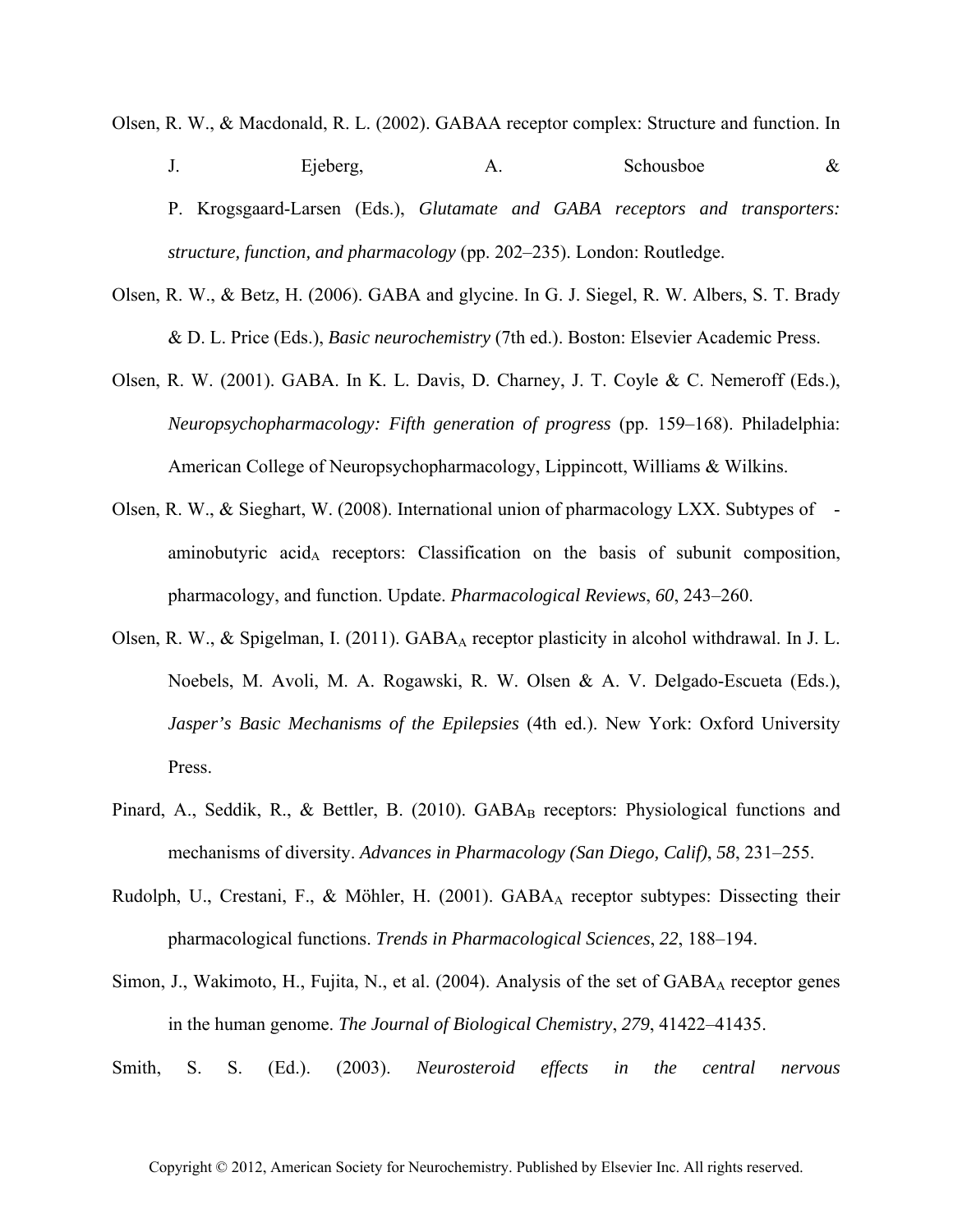Olsen, R. W., & Macdonald, R. L. (2002). GABAA receptor complex: Structure and function. In J. Ejeberg, A. Schousboe & P. Krogsgaard-Larsen (Eds.), *Glutamate and GABA receptors and transporters: structure, function, and pharmacology* (pp. 202–235). London: Routledge.

Olsen, R. W., & Betz, H. (2006). GABA and glycine. In G. J. Siegel, R. W. Albers, S. T. Brady & D. L. Price (Eds.), *Basic neurochemistry* (7th ed.). Boston: Elsevier Academic Press.

Olsen, R. W. (2001). GABA. In K. L. Davis, D. Charney, J. T. Coyle & C. Nemeroff (Eds.), *Neuropsychopharmacology: Fifth generation of progress* (pp. 159–168). Philadelphia: American College of Neuropsychopharmacology, Lippincott, Williams & Wilkins.

Olsen, R. W., & Sieghart, W. (2008). International union of pharmacology LXX. Subtypes of -aminobutyric $acid_A$ receptors: Classification on the basis of subunit composition, pharmacology, and function. Update. *Pharmacological Reviews*, *60*, 243–260.

Olsen, R. W., & Spigelman, I. (2011). $GABA_A$ receptor plasticity in alcohol withdrawal. In J. L. Noebels, M. Avoli, M. A. Rogawski, R. W. Olsen & A. V. Delgado-Escueta (Eds.), *Jasper's Basic Mechanisms of the Epilepsies* (4th ed.). New York: Oxford University Press.

Pinard, A., Seddik, R., & Bettler, B. (2010). $GABA_B$ receptors: Physiological functions and mechanisms of diversity. *Advances in Pharmacology (San Diego, Calif)*, *58*, 231–255.

Rudolph, U., Crestani, F., & Möhler, H. (2001). $GABA_A$ receptor subtypes: Dissecting their pharmacological functions. *Trends in Pharmacological Sciences*, *22*, 188–194.

Simon, J., Wakimoto, H., Fujita, N., et al. (2004). Analysis of the set of $GABA_A$ receptor genes in the human genome. *The Journal of Biological Chemistry*, *279*, 41422–41435.

Smith, S. S. (Ed.). (2003). *Neurosteroid effects in the central nervous*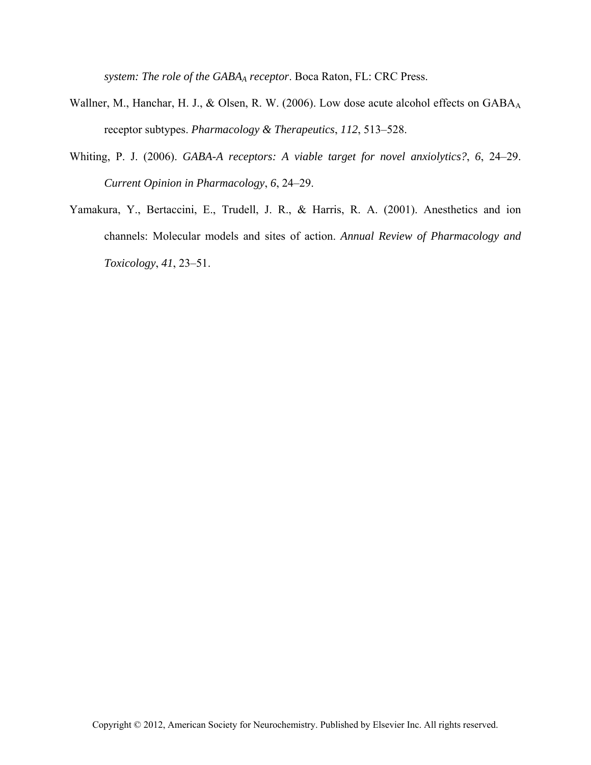*system: The role of the GABA$_A$ receptor*. Boca Raton, FL: CRC Press.

Wallner, M., Hanchar, H. J., & Olsen, R. W. (2006). Low dose acute alcohol effects on GABA$_A$ receptor subtypes. *Pharmacology & Therapeutics*, *112*, 513–528.

Whiting, P. J. (2006). *GABA-A receptors: A viable target for novel anxiolytics?*, *6*, 24–29. *Current Opinion in Pharmacology*, *6*, 24–29.

Yamakura, Y., Bertaccini, E., Trudell, J. R., & Harris, R. A. (2001). Anesthetics and ion channels: Molecular models and sites of action. *Annual Review of Pharmacology and Toxicology*, *41*, 23–51.

Copyright © 2012, American Society for Neurochemistry. Published by Elsevier Inc. All rights reserved.